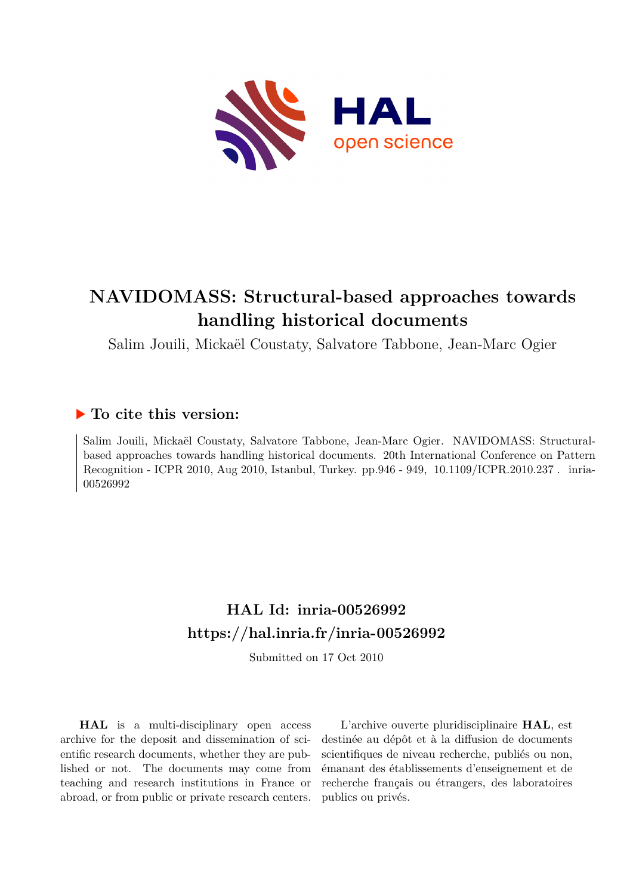# NAVIDOMASS: Structural-based approaches towards handling historical documents

Salim Jouili, Mickaël Coustaty, Salvatore Tabbone, Jean-Marc Ogier

## ▶ To cite this version:

Salim Jouili, Mickaël Coustaty, Salvatore Tabbone, Jean-Marc Ogier. NAVIDOMASS: Structural-based approaches towards handling historical documents. 20th International Conference on Pattern Recognition - ICPR 2010, Aug 2010, Istanbul, Turkey. pp.946 - 949, 10.1109/ICPR.2010.237 . inria-00526992

## HAL Id: inria-00526992
## https://hal.inria.fr/inria-00526992

Submitted on 17 Oct 2010

**HAL** is a multi-disciplinary open access archive for the deposit and dissemination of scientific research documents, whether they are published or not. The documents may come from teaching and research institutions in France or abroad, or from public or private research centers.

L'archive ouverte pluridisciplinaire **HAL**, est destinée au dépôt et à la diffusion de documents scientifiques de niveau recherche, publiés ou non, émanant des établissements d'enseignement et de recherche français ou étrangers, des laboratoires publics ou privés.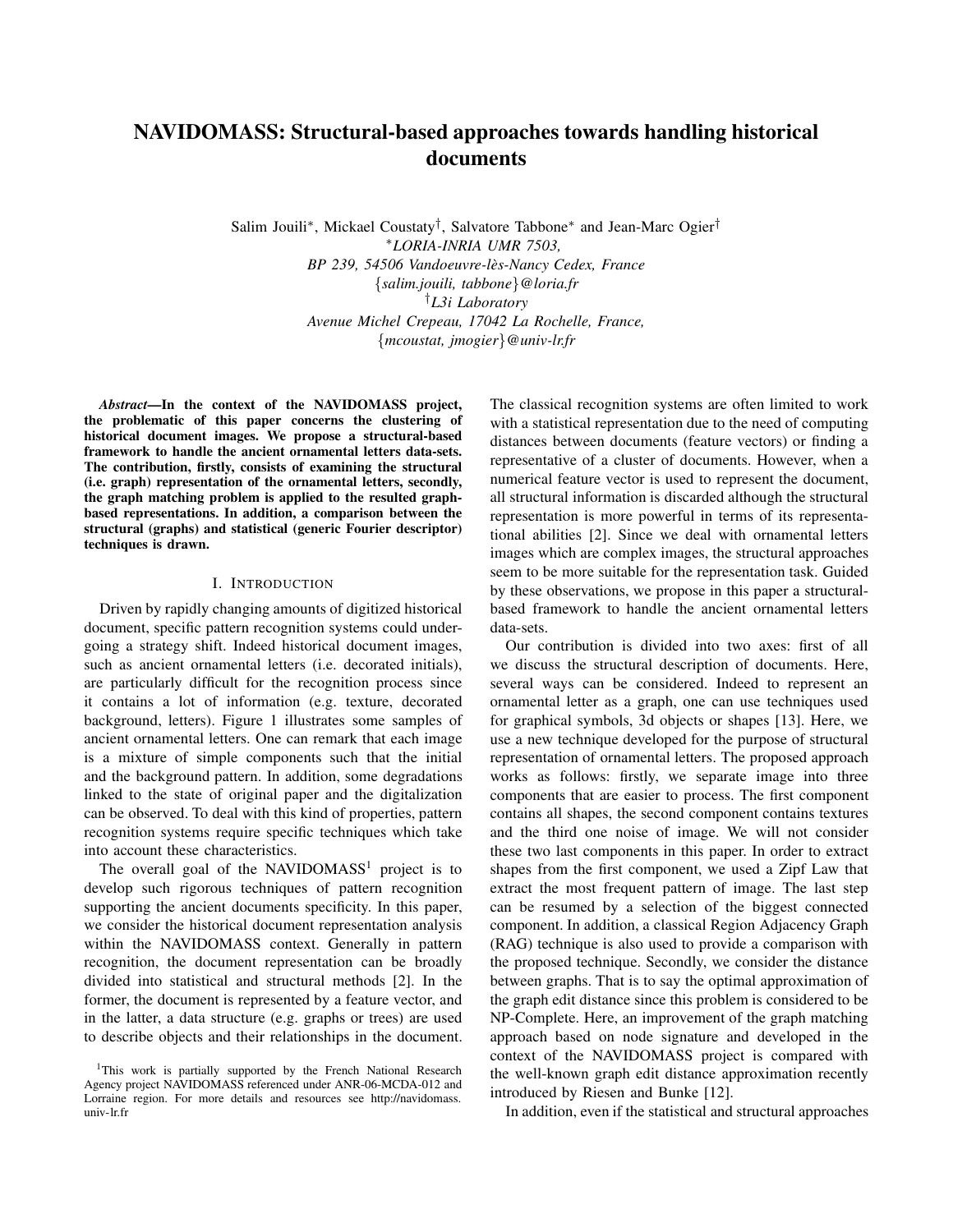# NAVIDOMASS: Structural-based approaches towards handling historical documents

Salim Jouili*, Mickael Coustaty†, Salvatore Tabbone* and Jean-Marc Ogier†

*LORIA-INRIA UMR 7503,
BP 239, 54506 Vandoeuvre-lès-Nancy Cedex, France
{salim.jouili, tabbone}@loria.fr

†L3i Laboratory
Avenue Michel Crepeau, 17042 La Rochelle, France,
{mcoustat, jmogier}@univ-lr.fr

***Abstract*—In the context of the NAVIDOMASS project, the problematic of this paper concerns the clustering of historical document images. We propose a structural-based framework to handle the ancient ornamental letters data-sets. The contribution, firstly, consists of examining the structural (i.e. graph) representation of the ornamental letters, secondly, the graph matching problem is applied to the resulted graph-based representations. In addition, a comparison between the structural (graphs) and statistical (generic Fourier descriptor) techniques is drawn.**

## I. Introduction

Driven by rapidly changing amounts of digitized historical document, specific pattern recognition systems could undergoing a strategy shift. Indeed historical document images, such as ancient ornamental letters (i.e. decorated initials), are particularly difficult for the recognition process since it contains a lot of information (e.g. texture, decorated background, letters). Figure 1 illustrates some samples of ancient ornamental letters. One can remark that each image is a mixture of simple components such that the initial and the background pattern. In addition, some degradations linked to the state of original paper and the digitalization can be observed. To deal with this kind of properties, pattern recognition systems require specific techniques which take into account these characteristics.

The overall goal of the NAVIDOMASS[1] project is to develop such rigorous techniques of pattern recognition supporting the ancient documents specificity. In this paper, we consider the historical document representation analysis within the NAVIDOMASS context. Generally in pattern recognition, the document representation can be broadly divided into statistical and structural methods [2]. In the former, the document is represented by a feature vector, and in the latter, a data structure (e.g. graphs or trees) are used to describe objects and their relationships in the document. The classical recognition systems are often limited to work with a statistical representation due to the need of computing distances between documents (feature vectors) or finding a representative of a cluster of documents. However, when a numerical feature vector is used to represent the document, all structural information is discarded although the structural representation is more powerful in terms of its representational abilities [2]. Since we deal with ornamental letters images which are complex images, the structural approaches seem to be more suitable for the representation task. Guided by these observations, we propose in this paper a structural-based framework to handle the ancient ornamental letters data-sets.

Our contribution is divided into two axes: first of all we discuss the structural description of documents. Here, several ways can be considered. Indeed to represent an ornamental letter as a graph, one can use techniques used for graphical symbols, 3d objects or shapes [13]. Here, we use a new technique developed for the purpose of structural representation of ornamental letters. The proposed approach works as follows: firstly, we separate image into three components that are easier to process. The first component contains all shapes, the second component contains textures and the third one noise of image. We will not consider these two last components in this paper. In order to extract shapes from the first component, we used a Zipf Law that extract the most frequent pattern of image. The last step can be resumed by a selection of the biggest connected component. In addition, a classical Region Adjacency Graph (RAG) technique is also used to provide a comparison with the proposed technique. Secondly, we consider the distance between graphs. That is to say the optimal approximation of the graph edit distance since this problem is considered to be NP-Complete. Here, an improvement of the graph matching approach based on node signature and developed in the context of the NAVIDOMASS project is compared with the well-known graph edit distance approximation recently introduced by Riesen and Bunke [12].

In addition, even if the statistical and structural approaches

[1]This work is partially supported by the French National Research Agency project NAVIDOMASS referenced under ANR-06-MCDA-012 and Lorraine region. For more details and resources see http://navidomass.univ-lr.fr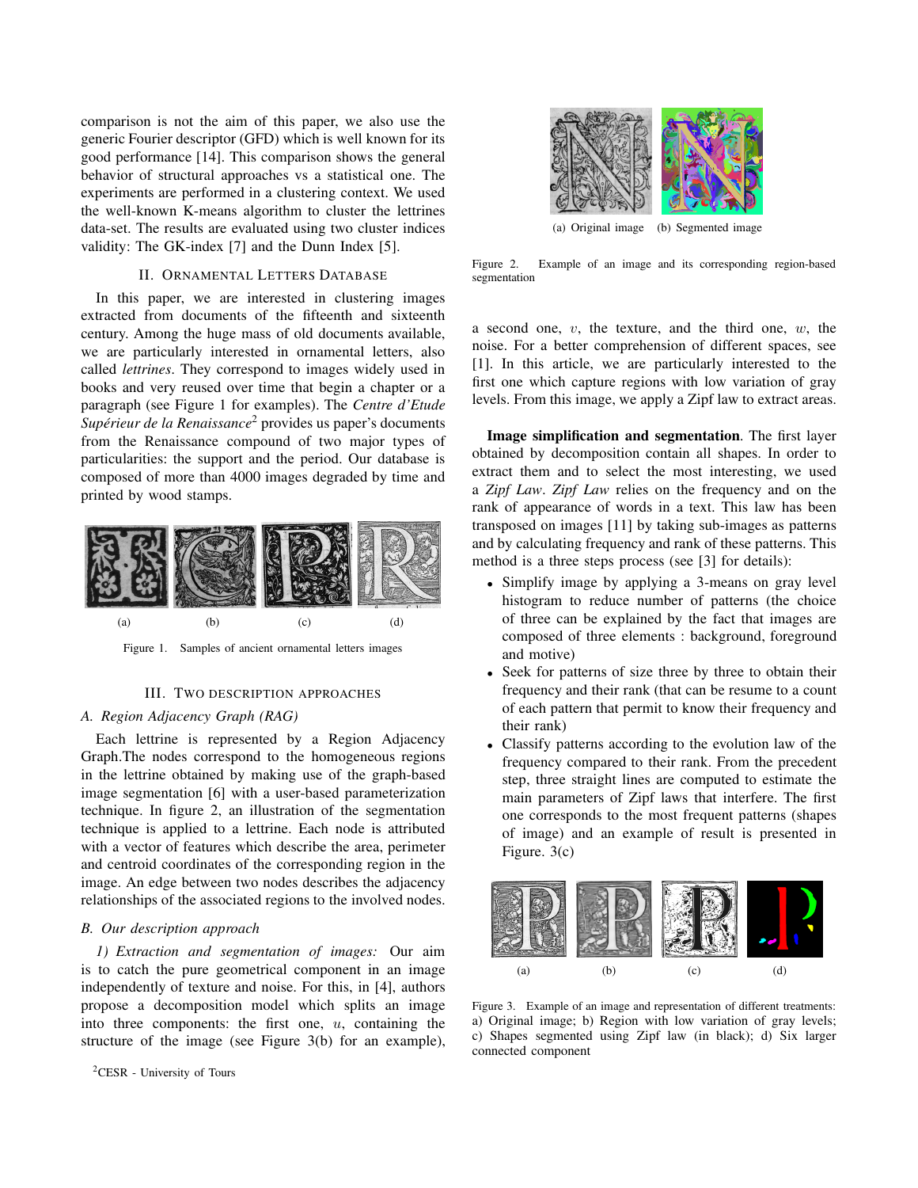comparison is not the aim of this paper, we also use the generic Fourier descriptor (GFD) which is well known for its good performance [14]. This comparison shows the general behavior of structural approaches vs a statistical one. The experiments are performed in a clustering context. We used the well-known K-means algorithm to cluster the lettrines data-set. The results are evaluated using two cluster indices validity: The GK-index [7] and the Dunn Index [5].

## II. Ornamental Letters Database

In this paper, we are interested in clustering images extracted from documents of the fifteenth and sixteenth century. Among the huge mass of old documents available, we are particularly interested in ornamental letters, also called *lettrines*. They correspond to images widely used in books and very reused over time that begin a chapter or a paragraph (see Figure 1 for examples). The *Centre d'Etude Supérieur de la Renaissance*[2] provides us paper's documents from the Renaissance compound of two major types of particularities: the support and the period. Our database is composed of more than 4000 images degraded by time and printed by wood stamps.

(a) (b) (c) (d)

Figure 1. Samples of ancient ornamental letters images

## III. Two description approaches

### A. Region Adjacency Graph (RAG)

Each lettrine is represented by a Region Adjacency Graph.The nodes correspond to the homogeneous regions in the lettrine obtained by making use of the graph-based image segmentation [6] with a user-based parameterization technique. In figure 2, an illustration of the segmentation technique is applied to a lettrine. Each node is attributed with a vector of features which describe the area, perimeter and centroid coordinates of the corresponding region in the image. An edge between two nodes describes the adjacency relationships of the associated regions to the involved nodes.

### B. Our description approach

*1) Extraction and segmentation of images:* Our aim is to catch the pure geometrical component in an image independently of texture and noise. For this, in [4], authors propose a decomposition model which splits an image into three components: the first one, $u$, containing the structure of the image (see Figure 3(b) for an example), a second one, $v$, the texture, and the third one, $w$, the noise. For a better comprehension of different spaces, see [1]. In this article, we are particularly interested to the first one which capture regions with low variation of gray levels. From this image, we apply a Zipf law to extract areas.

(a) Original image (b) Segmented image

Figure 2. Example of an image and its corresponding region-based segmentation

**Image simplification and segmentation**. The first layer obtained by decomposition contain all shapes. In order to extract them and to select the most interesting, we used a *Zipf Law*. *Zipf Law* relies on the frequency and on the rank of appearance of words in a text. This law has been transposed on images [11] by taking sub-images as patterns and by calculating frequency and rank of these patterns. This method is a three steps process (see [3] for details):

- Simplify image by applying a 3-means on gray level histogram to reduce number of patterns (the choice of three can be explained by the fact that images are composed of three elements : background, foreground and motive)
- Seek for patterns of size three by three to obtain their frequency and their rank (that can be resume to a count of each pattern that permit to know their frequency and their rank)
- Classify patterns according to the evolution law of the frequency compared to their rank. From the precedent step, three straight lines are computed to estimate the main parameters of Zipf laws that interfere. The first one corresponds to the most frequent patterns (shapes of image) and an example of result is presented in Figure. 3(c)

(a) (b) (c) (d)

Figure 3. Example of an image and representation of different treatments: a) Original image; b) Region with low variation of gray levels; c) Shapes segmented using Zipf law (in black); d) Six larger connected component

[2]CESR - University of Tours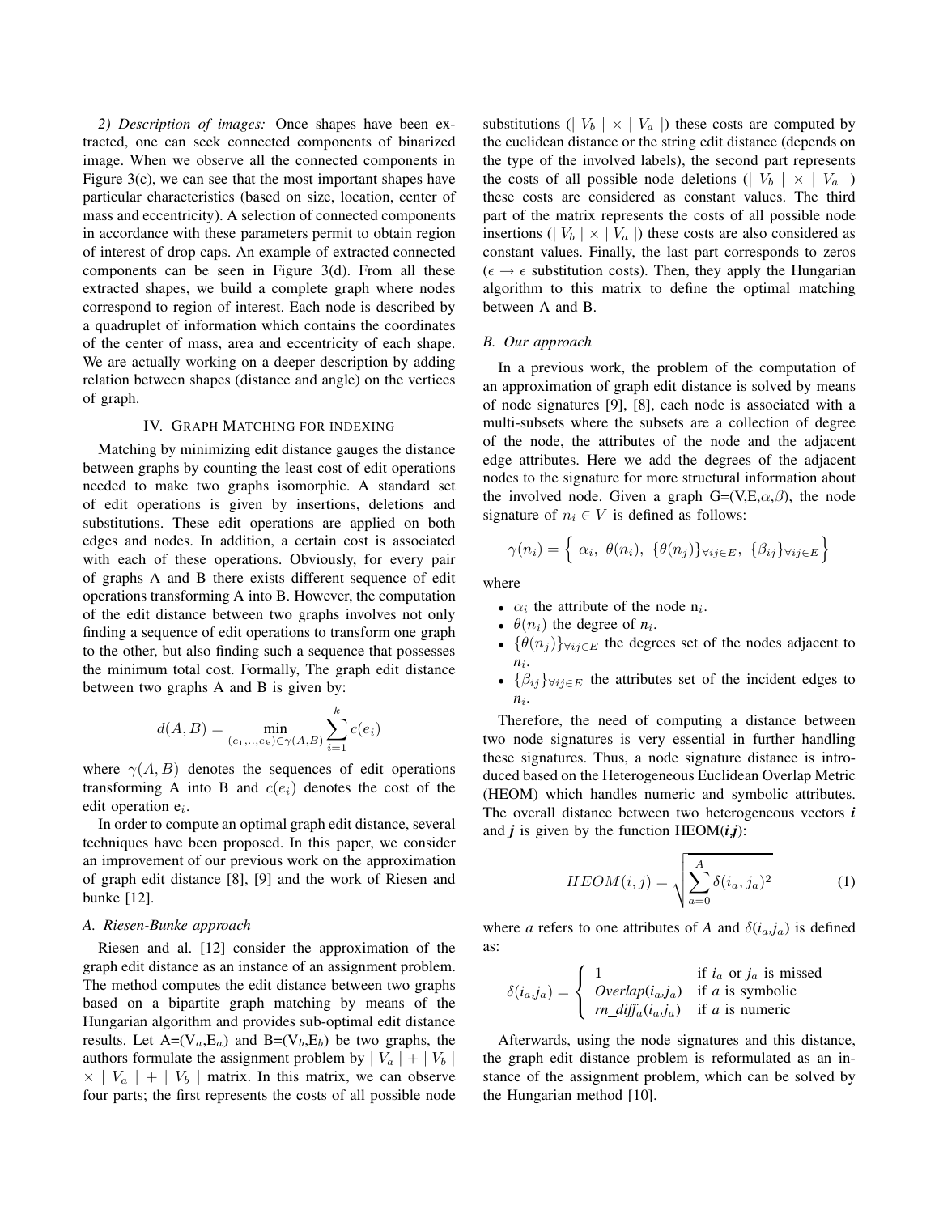*2) Description of images:* Once shapes have been extracted, one can seek connected components of binarized image. When we observe all the connected components in Figure 3(c), we can see that the most important shapes have particular characteristics (based on size, location, center of mass and eccentricity). A selection of connected components in accordance with these parameters permit to obtain region of interest of drop caps. An example of extracted connected components can be seen in Figure 3(d). From all these extracted shapes, we build a complete graph where nodes correspond to region of interest. Each node is described by a quadruplet of information which contains the coordinates of the center of mass, area and eccentricity of each shape. We are actually working on a deeper description by adding relation between shapes (distance and angle) on the vertices of graph.

## IV. Graph Matching for indexing

Matching by minimizing edit distance gauges the distance between graphs by counting the least cost of edit operations needed to make two graphs isomorphic. A standard set of edit operations is given by insertions, deletions and substitutions. These edit operations are applied on both edges and nodes. In addition, a certain cost is associated with each of these operations. Obviously, for every pair of graphs A and B there exists different sequence of edit operations transforming A into B. However, the computation of the edit distance between two graphs involves not only finding a sequence of edit operations to transform one graph to the other, but also finding such a sequence that possesses the minimum total cost. Formally, The graph edit distance between two graphs A and B is given by:

$$d(A,B) = \min_{(e_1,..,e_k)\in\gamma(A,B)} \sum_{i=1}^{k} c(e_i)$$

where $\gamma(A,B)$ denotes the sequences of edit operations transforming A into B and $c(e_i)$ denotes the cost of the edit operation $e_i$.

In order to compute an optimal graph edit distance, several techniques have been proposed. In this paper, we consider an improvement of our previous work on the approximation of graph edit distance [8], [9] and the work of Riesen and bunke [12].

### A. Riesen-Bunke approach

Riesen and al. [12] consider the approximation of the graph edit distance as an instance of an assignment problem. The method computes the edit distance between two graphs based on a bipartite graph matching by means of the Hungarian algorithm and provides sub-optimal edit distance results. Let A=($V_a$,$E_a$) and B=($V_b$,$E_b$) be two graphs, the authors formulate the assignment problem by $\mid V_a \mid + \mid V_b \mid \times \mid V_a \mid + \mid V_b \mid$ matrix. In this matrix, we can observe four parts; the first represents the costs of all possible node substitutions ($\mid V_b \mid \times \mid V_a \mid$) these costs are computed by the euclidean distance or the string edit distance (depends on the type of the involved labels), the second part represents the costs of all possible node deletions ($\mid V_b \mid \times \mid V_a \mid$) these costs are considered as constant values. The third part of the matrix represents the costs of all possible node insertions ($\mid V_b \mid \times \mid V_a \mid$) these costs are also considered as constant values. Finally, the last part corresponds to zeros ($\epsilon \rightarrow \epsilon$ substitution costs). Then, they apply the Hungarian algorithm to this matrix to define the optimal matching between A and B.

### B. Our approach

In a previous work, the problem of the computation of an approximation of graph edit distance is solved by means of node signatures [9], [8], each node is associated with a multi-subsets where the subsets are a collection of degree of the node, the attributes of the node and the adjacent edge attributes. Here we add the degrees of the adjacent nodes to the signature for more structural information about the involved node. Given a graph G=(V,E,$\alpha$,$\beta$), the node signature of $n_i \in V$ is defined as follows:

$$\gamma(n_i) = \Big\{ \ \alpha_i, \ \theta(n_i), \ \{\theta(n_j)\}_{\forall ij\in E}, \ \{\beta_{ij}\}_{\forall ij\in E} \Big\}$$

where

- $\alpha_i$ the attribute of the node $n_i$.
- $\theta(n_i)$ the degree of $n_i$.
- $\{\theta(n_j)\}_{\forall ij\in E}$ the degrees set of the nodes adjacent to $n_i$.
- $\{\beta_{ij}\}_{\forall ij\in E}$ the attributes set of the incident edges to $n_i$.

Therefore, the need of computing a distance between two node signatures is very essential in further handling these signatures. Thus, a node signature distance is introduced based on the Heterogeneous Euclidean Overlap Metric (HEOM) which handles numeric and symbolic attributes. The overall distance between two heterogeneous vectors ***i*** and ***j*** is given by the function HEOM(***i***,***j***):

$$HEOM(i,j) = \sqrt{\sum_{a=0}^{A} \delta(i_a, j_a)^2} \tag{1}$$

where *a* refers to one attributes of *A* and $\delta(i_a,j_a)$ is defined as:

$$\delta(i_a,j_a) = \begin{cases} 1 & \text{if } i_a \text{ or } j_a \text{ is missed} \\ \textit{Overlap}(i_a,j_a) & \text{if } a \text{ is symbolic} \\ \textit{rn\_diff}_a(i_a,j_a) & \text{if } a \text{ is numeric} \end{cases}$$

Afterwards, using the node signatures and this distance, the graph edit distance problem is reformulated as an instance of the assignment problem, which can be solved by the Hungarian method [10].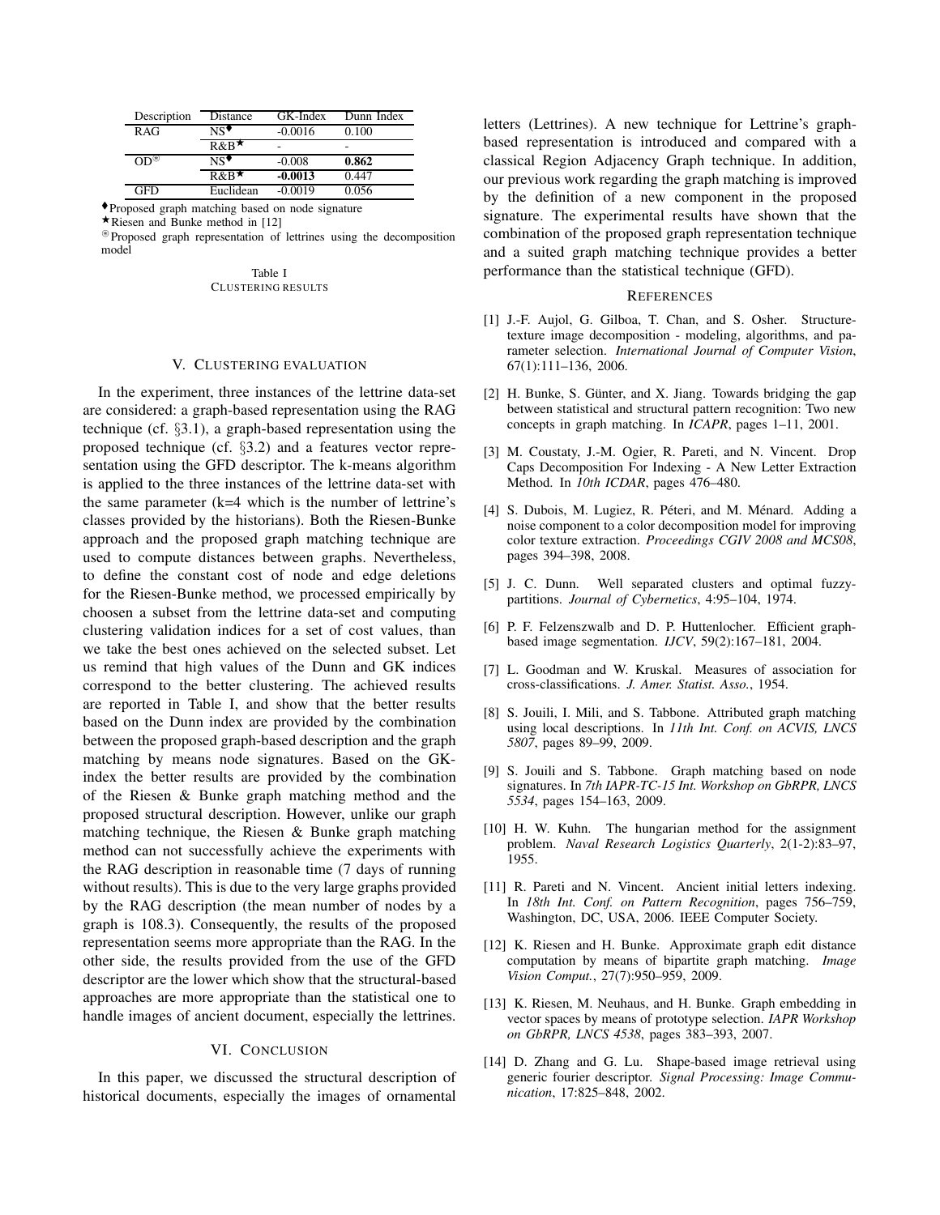| Description | Distance | GK-Index | Dunn Index |
|---|---|---|---|
| RAG | NS[♦] | -0.0016 | 0.100 |
| | R&B[★] | - | - |
| OD[®] | NS[♦] | -0.008 | **0.862** |
| | R&B[★] | **-0.0013** | 0.447 |
| GFD | Euclidean | -0.0019 | 0.056 |

[♦] Proposed graph matching based on node signature

[★] Riesen and Bunke method in [12]

[®] Proposed graph representation of lettrines using the decomposition model

Table I
CLUSTERING RESULTS

## V. Clustering evaluation

In the experiment, three instances of the lettrine data-set are considered: a graph-based representation using the RAG technique (cf. §3.1), a graph-based representation using the proposed technique (cf. §3.2) and a features vector representation using the GFD descriptor. The k-means algorithm is applied to the three instances of the lettrine data-set with the same parameter (k=4 which is the number of lettrine's classes provided by the historians). Both the Riesen-Bunke approach and the proposed graph matching technique are used to compute distances between graphs. Nevertheless, to define the constant cost of node and edge deletions for the Riesen-Bunke method, we processed empirically by choosen a subset from the lettrine data-set and computing clustering validation indices for a set of cost values, than we take the best ones achieved on the selected subset. Let us remind that high values of the Dunn and GK indices correspond to the better clustering. The achieved results are reported in Table I, and show that the better results based on the Dunn index are provided by the combination between the proposed graph-based description and the graph matching by means node signatures. Based on the GK-index the better results are provided by the combination of the Riesen & Bunke graph matching method and the proposed structural description. However, unlike our graph matching technique, the Riesen & Bunke graph matching method can not successfully achieve the experiments with the RAG description in reasonable time (7 days of running without results). This is due to the very large graphs provided by the RAG description (the mean number of nodes by a graph is 108.3). Consequently, the results of the proposed representation seems more appropriate than the RAG. In the other side, the results provided from the use of the GFD descriptor are the lower which show that the structural-based approaches are more appropriate than the statistical one to handle images of ancient document, especially the lettrines.

## VI. Conclusion

In this paper, we discussed the structural description of historical documents, especially the images of ornamental letters (Lettrines). A new technique for Lettrine's graph-based representation is introduced and compared with a classical Region Adjacency Graph technique. In addition, our previous work regarding the graph matching is improved by the definition of a new component in the proposed signature. The experimental results have shown that the combination of the proposed graph representation technique and a suited graph matching technique provides a better performance than the statistical technique (GFD).

## References

[1] J.-F. Aujol, G. Gilboa, T. Chan, and S. Osher. Structure-texture image decomposition - modeling, algorithms, and parameter selection. *International Journal of Computer Vision*, 67(1):111–136, 2006.

[2] H. Bunke, S. Günter, and X. Jiang. Towards bridging the gap between statistical and structural pattern recognition: Two new concepts in graph matching. In *ICAPR*, pages 1–11, 2001.

[3] M. Coustaty, J.-M. Ogier, R. Pareti, and N. Vincent. Drop Caps Decomposition For Indexing - A New Letter Extraction Method. In *10th ICDAR*, pages 476–480.

[4] S. Dubois, M. Lugiez, R. Péteri, and M. Ménard. Adding a noise component to a color decomposition model for improving color texture extraction. *Proceedings CGIV 2008 and MCS08*, pages 394–398, 2008.

[5] J. C. Dunn. Well separated clusters and optimal fuzzy-partitions. *Journal of Cybernetics*, 4:95–104, 1974.

[6] P. F. Felzenszwalb and D. P. Huttenlocher. Efficient graph-based image segmentation. *IJCV*, 59(2):167–181, 2004.

[7] L. Goodman and W. Kruskal. Measures of association for cross-classifications. *J. Amer. Statist. Asso.*, 1954.

[8] S. Jouili, I. Mili, and S. Tabbone. Attributed graph matching using local descriptions. In *11th Int. Conf. on ACVIS, LNCS 5807*, pages 89–99, 2009.

[9] S. Jouili and S. Tabbone. Graph matching based on node signatures. In *7th IAPR-TC-15 Int. Workshop on GbRPR, LNCS 5534*, pages 154–163, 2009.

[10] H. W. Kuhn. The hungarian method for the assignment problem. *Naval Research Logistics Quarterly*, 2(1-2):83–97, 1955.

[11] R. Pareti and N. Vincent. Ancient initial letters indexing. In *18th Int. Conf. on Pattern Recognition*, pages 756–759, Washington, DC, USA, 2006. IEEE Computer Society.

[12] K. Riesen and H. Bunke. Approximate graph edit distance computation by means of bipartite graph matching. *Image Vision Comput.*, 27(7):950–959, 2009.

[13] K. Riesen, M. Neuhaus, and H. Bunke. Graph embedding in vector spaces by means of prototype selection. *IAPR Workshop on GbRPR, LNCS 4538*, pages 383–393, 2007.

[14] D. Zhang and G. Lu. Shape-based image retrieval using generic fourier descriptor. *Signal Processing: Image Communication*, 17:825–848, 2002.